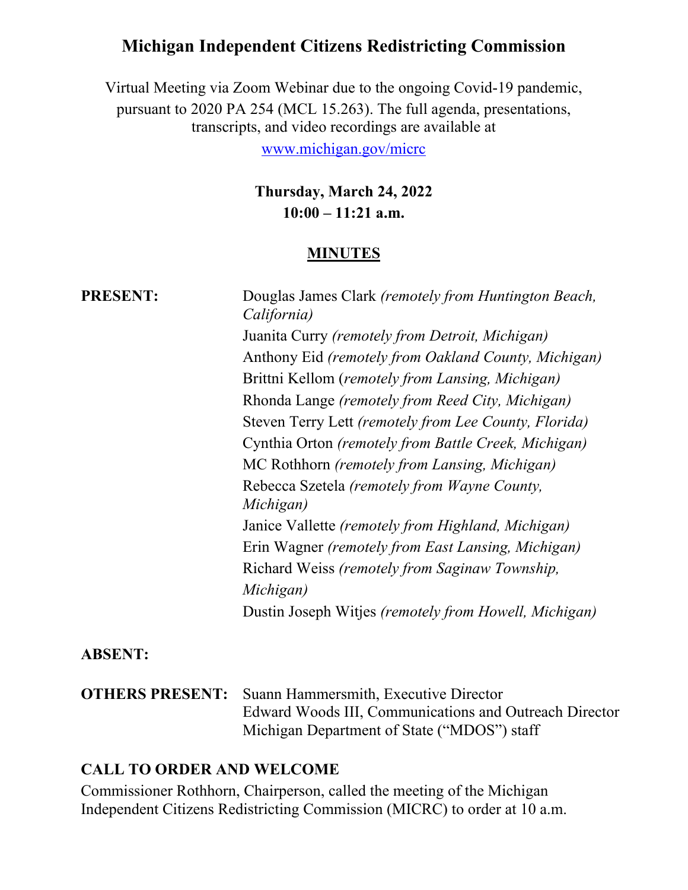# Michigan Independent Citizens Redistricting Commission

Virtual Meeting via Zoom Webinar due to the ongoing Covid-19 pandemic, pursuant to 2020 PA 254 (MCL 15.263). The full agenda, presentations, transcripts, and video recordings are available at www.michigan.gov/micrc

**Thursday, March 24, 2022**
**10:00 – 11:21 a.m.**

## MINUTES

**PRESENT:**

Douglas James Clark *(remotely from Huntington Beach, California)*
Juanita Curry *(remotely from Detroit, Michigan)*
Anthony Eid *(remotely from Oakland County, Michigan)*
Brittni Kellom (*remotely from Lansing, Michigan)*
Rhonda Lange *(remotely from Reed City, Michigan)*
Steven Terry Lett *(remotely from Lee County, Florida)*
Cynthia Orton *(remotely from Battle Creek, Michigan)*
MC Rothhorn *(remotely from Lansing, Michigan)*
Rebecca Szetela *(remotely from Wayne County, Michigan)*
Janice Vallette *(remotely from Highland, Michigan)*
Erin Wagner *(remotely from East Lansing, Michigan)*
Richard Weiss *(remotely from Saginaw Township, Michigan)*
Dustin Joseph Witjes *(remotely from Howell, Michigan)*

**ABSENT:**

**OTHERS PRESENT:**

Suann Hammersmith, Executive Director
Edward Woods III, Communications and Outreach Director
Michigan Department of State ("MDOS") staff

**CALL TO ORDER AND WELCOME**

Commissioner Rothhorn, Chairperson, called the meeting of the Michigan Independent Citizens Redistricting Commission (MICRC) to order at 10 a.m.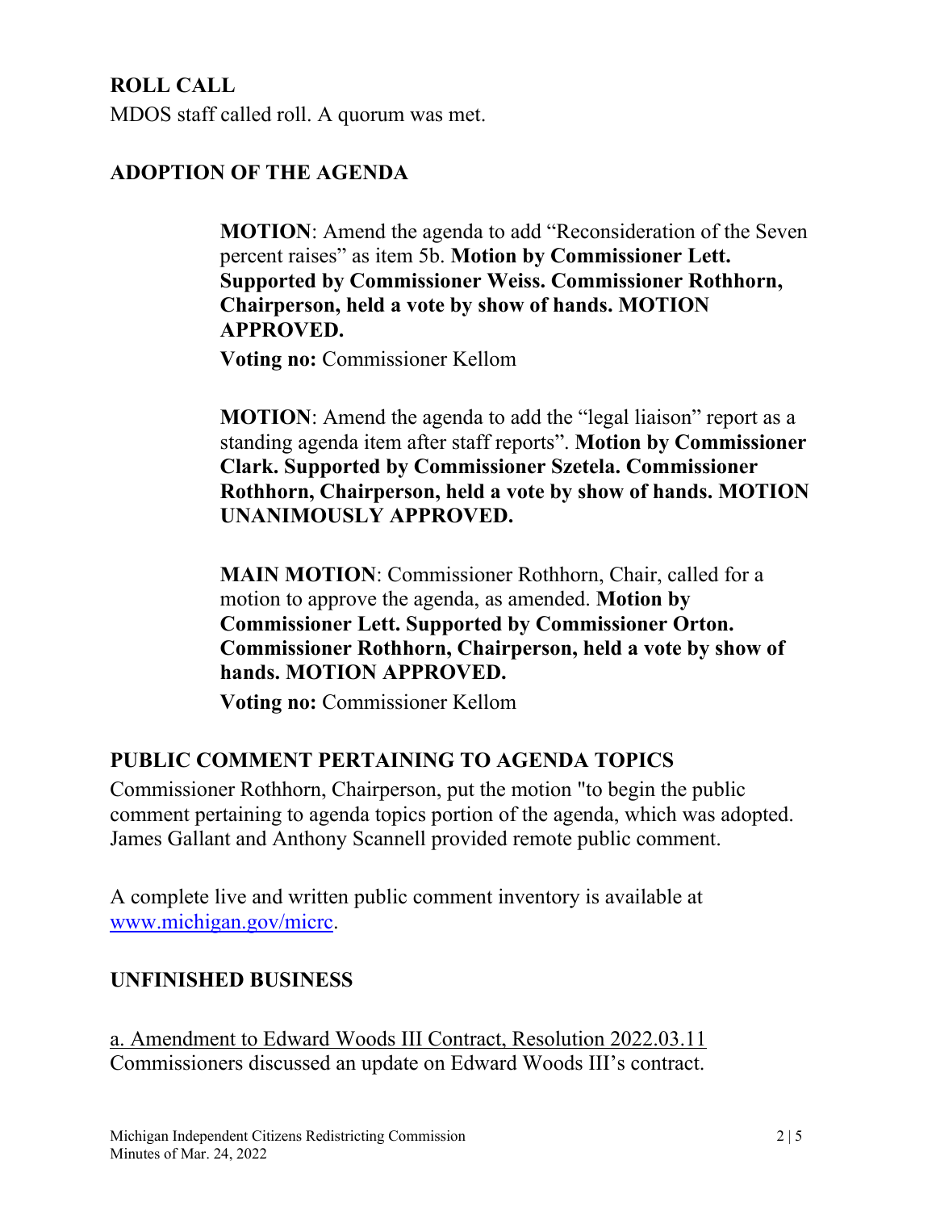## ROLL CALL

MDOS staff called roll. A quorum was met.

## ADOPTION OF THE AGENDA

> **MOTION**: Amend the agenda to add "Reconsideration of the Seven percent raises" as item 5b. **Motion by Commissioner Lett. Supported by Commissioner Weiss. Commissioner Rothhorn, Chairperson, held a vote by show of hands. MOTION APPROVED.**
>
> **Voting no:** Commissioner Kellom

> **MOTION**: Amend the agenda to add the "legal liaison" report as a standing agenda item after staff reports". **Motion by Commissioner Clark. Supported by Commissioner Szetela. Commissioner Rothhorn, Chairperson, held a vote by show of hands. MOTION UNANIMOUSLY APPROVED.**

> **MAIN MOTION**: Commissioner Rothhorn, Chair, called for a motion to approve the agenda, as amended. **Motion by Commissioner Lett. Supported by Commissioner Orton. Commissioner Rothhorn, Chairperson, held a vote by show of hands. MOTION APPROVED.**
>
> **Voting no:** Commissioner Kellom

## PUBLIC COMMENT PERTAINING TO AGENDA TOPICS

Commissioner Rothhorn, Chairperson, put the motion "to begin the public comment pertaining to agenda topics portion of the agenda, which was adopted. James Gallant and Anthony Scannell provided remote public comment.

A complete live and written public comment inventory is available at [www.michigan.gov/micrc](http://www.michigan.gov/micrc).

## UNFINISHED BUSINESS

<u>a. Amendment to Edward Woods III Contract, Resolution 2022.03.11</u>

Commissioners discussed an update on Edward Woods III's contract.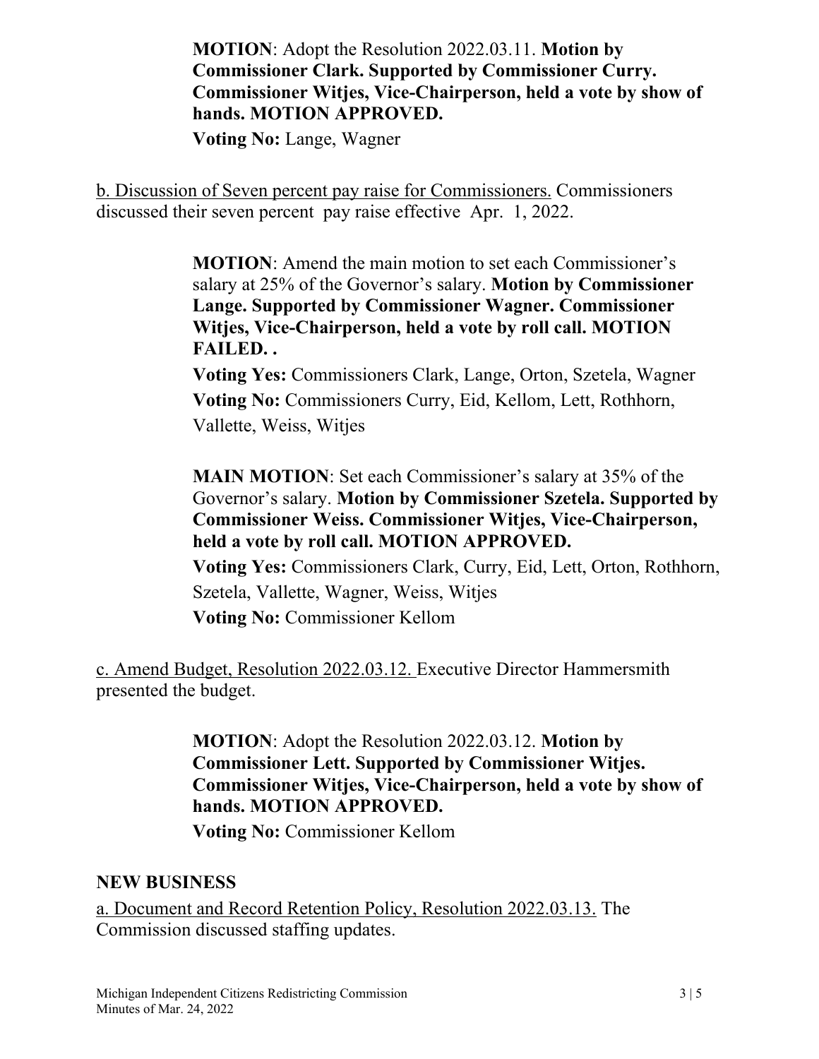> **MOTION**: Adopt the Resolution 2022.03.11. **Motion by Commissioner Clark. Supported by Commissioner Curry. Commissioner Witjes, Vice-Chairperson, held a vote by show of hands. MOTION APPROVED.**
>
> **Voting No:** Lange, Wagner

b. Discussion of Seven percent pay raise for Commissioners. Commissioners discussed their seven percent pay raise effective Apr. 1, 2022.

> **MOTION**: Amend the main motion to set each Commissioner's salary at 25% of the Governor's salary. **Motion by Commissioner Lange. Supported by Commissioner Wagner. Commissioner Witjes, Vice-Chairperson, held a vote by roll call. MOTION FAILED. .**
>
> **Voting Yes:** Commissioners Clark, Lange, Orton, Szetela, Wagner
>
> **Voting No:** Commissioners Curry, Eid, Kellom, Lett, Rothhorn, Vallette, Weiss, Witjes

> **MAIN MOTION**: Set each Commissioner's salary at 35% of the Governor's salary. **Motion by Commissioner Szetela. Supported by Commissioner Weiss. Commissioner Witjes, Vice-Chairperson, held a vote by roll call. MOTION APPROVED.**
>
> **Voting Yes:** Commissioners Clark, Curry, Eid, Lett, Orton, Rothhorn, Szetela, Vallette, Wagner, Weiss, Witjes
>
> **Voting No:** Commissioner Kellom

c. Amend Budget, Resolution 2022.03.12. Executive Director Hammersmith presented the budget.

> **MOTION**: Adopt the Resolution 2022.03.12. **Motion by Commissioner Lett. Supported by Commissioner Witjes. Commissioner Witjes, Vice-Chairperson, held a vote by show of hands. MOTION APPROVED.**
>
> **Voting No:** Commissioner Kellom

## NEW BUSINESS

a. Document and Record Retention Policy, Resolution 2022.03.13. The Commission discussed staffing updates.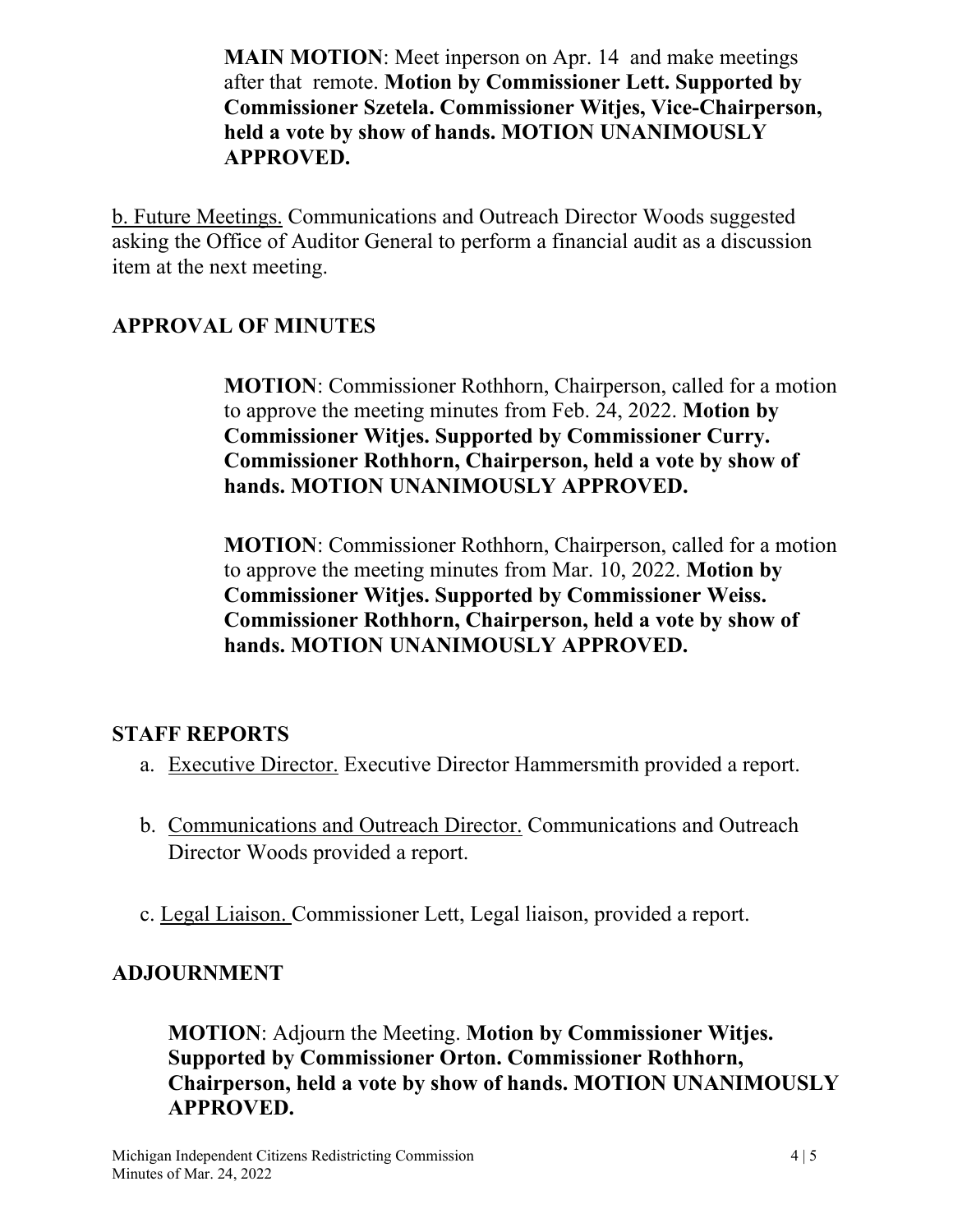**MAIN MOTION**: Meet inperson on Apr. 14 and make meetings after that remote. **Motion by Commissioner Lett. Supported by Commissioner Szetela. Commissioner Witjes, Vice-Chairperson, held a vote by show of hands. MOTION UNANIMOUSLY APPROVED.**

b. Future Meetings. Communications and Outreach Director Woods suggested asking the Office of Auditor General to perform a financial audit as a discussion item at the next meeting.

## APPROVAL OF MINUTES

**MOTION**: Commissioner Rothhorn, Chairperson, called for a motion to approve the meeting minutes from Feb. 24, 2022. **Motion by Commissioner Witjes. Supported by Commissioner Curry. Commissioner Rothhorn, Chairperson, held a vote by show of hands. MOTION UNANIMOUSLY APPROVED.**

**MOTION**: Commissioner Rothhorn, Chairperson, called for a motion to approve the meeting minutes from Mar. 10, 2022. **Motion by Commissioner Witjes. Supported by Commissioner Weiss. Commissioner Rothhorn, Chairperson, held a vote by show of hands. MOTION UNANIMOUSLY APPROVED.**

## STAFF REPORTS

a. Executive Director. Executive Director Hammersmith provided a report.

b. Communications and Outreach Director. Communications and Outreach Director Woods provided a report.

c. Legal Liaison. Commissioner Lett, Legal liaison, provided a report.

## ADJOURNMENT

**MOTION**: Adjourn the Meeting. **Motion by Commissioner Witjes. Supported by Commissioner Orton. Commissioner Rothhorn, Chairperson, held a vote by show of hands. MOTION UNANIMOUSLY APPROVED.**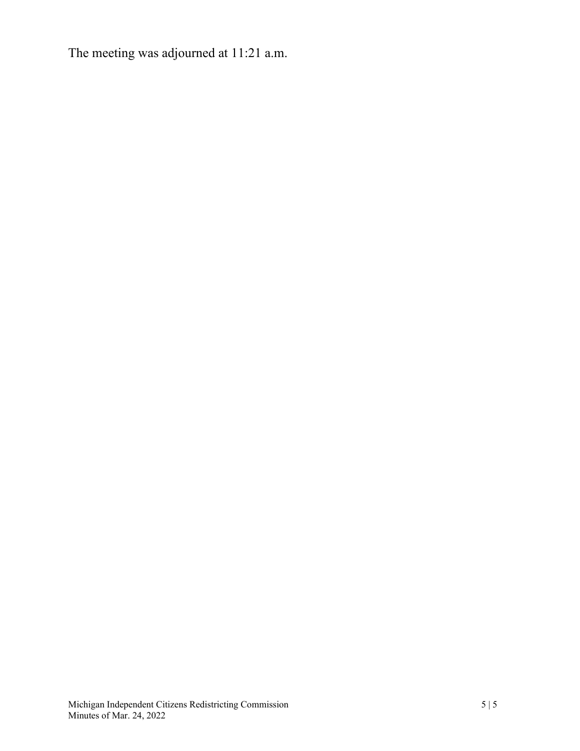The meeting was adjourned at 11:21 a.m.